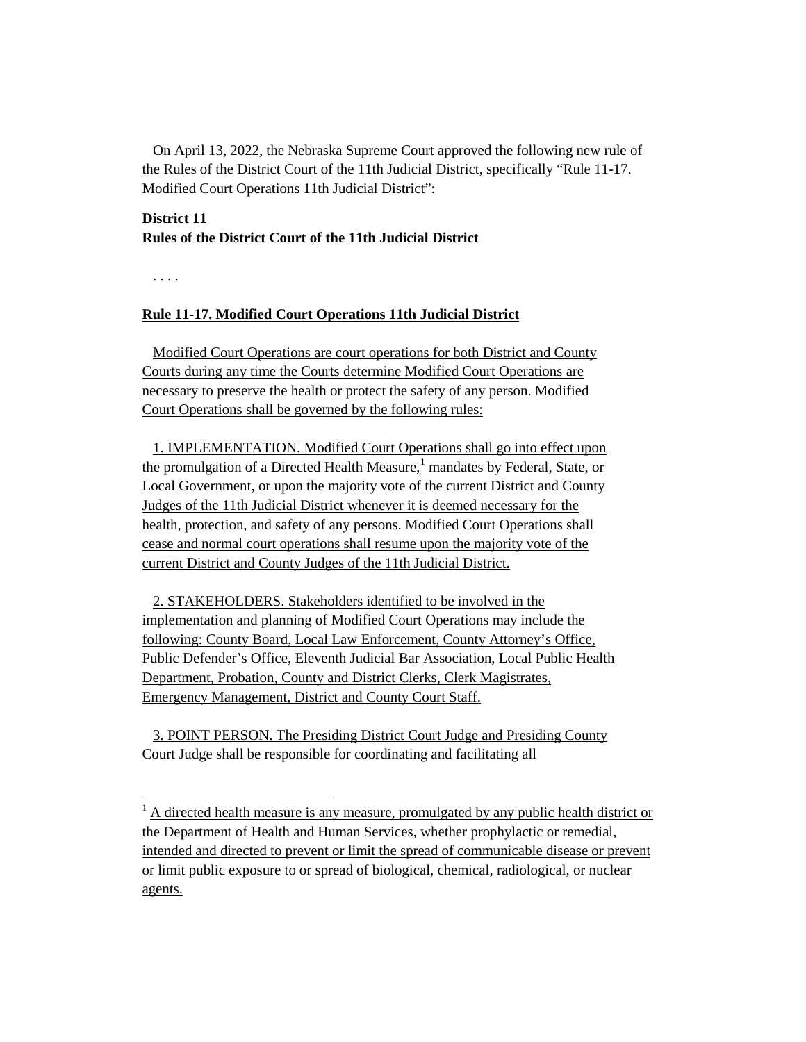On April 13, 2022, the Nebraska Supreme Court approved the following new rule of the Rules of the District Court of the 11th Judicial District, specifically "Rule 11-17. Modified Court Operations 11th Judicial District":

**District 11**
**Rules of the District Court of the 11th Judicial District**

. . . .

**Rule 11-17. Modified Court Operations 11th Judicial District**

Modified Court Operations are court operations for both District and County Courts during any time the Courts determine Modified Court Operations are necessary to preserve the health or protect the safety of any person. Modified Court Operations shall be governed by the following rules:

1. IMPLEMENTATION. Modified Court Operations shall go into effect upon the promulgation of a Directed Health Measure,[1] mandates by Federal, State, or Local Government, or upon the majority vote of the current District and County Judges of the 11th Judicial District whenever it is deemed necessary for the health, protection, and safety of any persons. Modified Court Operations shall cease and normal court operations shall resume upon the majority vote of the current District and County Judges of the 11th Judicial District.

2. STAKEHOLDERS. Stakeholders identified to be involved in the implementation and planning of Modified Court Operations may include the following: County Board, Local Law Enforcement, County Attorney's Office, Public Defender's Office, Eleventh Judicial Bar Association, Local Public Health Department, Probation, County and District Clerks, Clerk Magistrates, Emergency Management, District and County Court Staff.

3. POINT PERSON. The Presiding District Court Judge and Presiding County Court Judge shall be responsible for coordinating and facilitating all

[1] A directed health measure is any measure, promulgated by any public health district or the Department of Health and Human Services, whether prophylactic or remedial, intended and directed to prevent or limit the spread of communicable disease or prevent or limit public exposure to or spread of biological, chemical, radiological, or nuclear agents.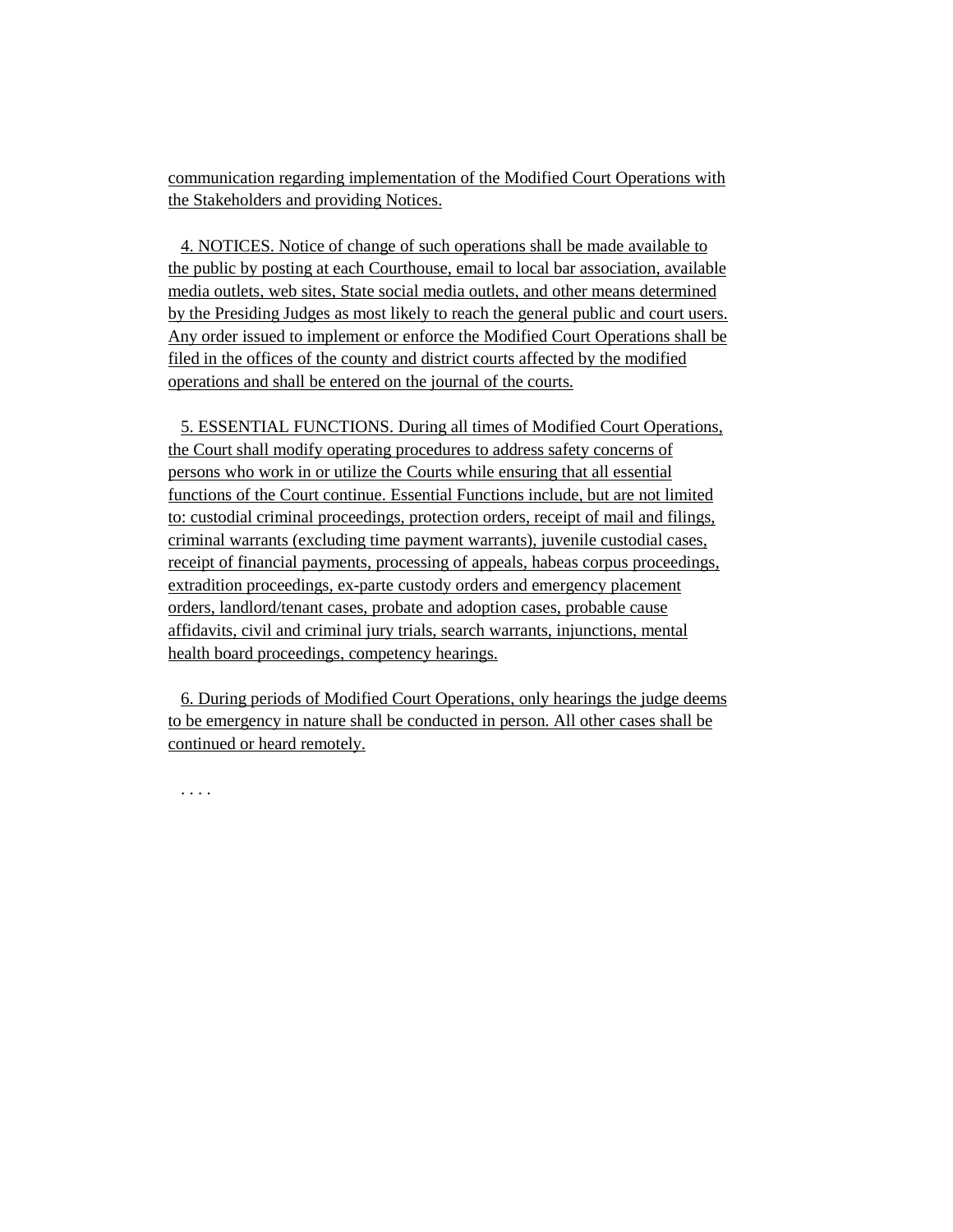communication regarding implementation of the Modified Court Operations with the Stakeholders and providing Notices.

4. NOTICES. Notice of change of such operations shall be made available to the public by posting at each Courthouse, email to local bar association, available media outlets, web sites, State social media outlets, and other means determined by the Presiding Judges as most likely to reach the general public and court users. Any order issued to implement or enforce the Modified Court Operations shall be filed in the offices of the county and district courts affected by the modified operations and shall be entered on the journal of the courts.

5. ESSENTIAL FUNCTIONS. During all times of Modified Court Operations, the Court shall modify operating procedures to address safety concerns of persons who work in or utilize the Courts while ensuring that all essential functions of the Court continue. Essential Functions include, but are not limited to: custodial criminal proceedings, protection orders, receipt of mail and filings, criminal warrants (excluding time payment warrants), juvenile custodial cases, receipt of financial payments, processing of appeals, habeas corpus proceedings, extradition proceedings, ex-parte custody orders and emergency placement orders, landlord/tenant cases, probate and adoption cases, probable cause affidavits, civil and criminal jury trials, search warrants, injunctions, mental health board proceedings, competency hearings.

6. During periods of Modified Court Operations, only hearings the judge deems to be emergency in nature shall be conducted in person. All other cases shall be continued or heard remotely.

. . . .